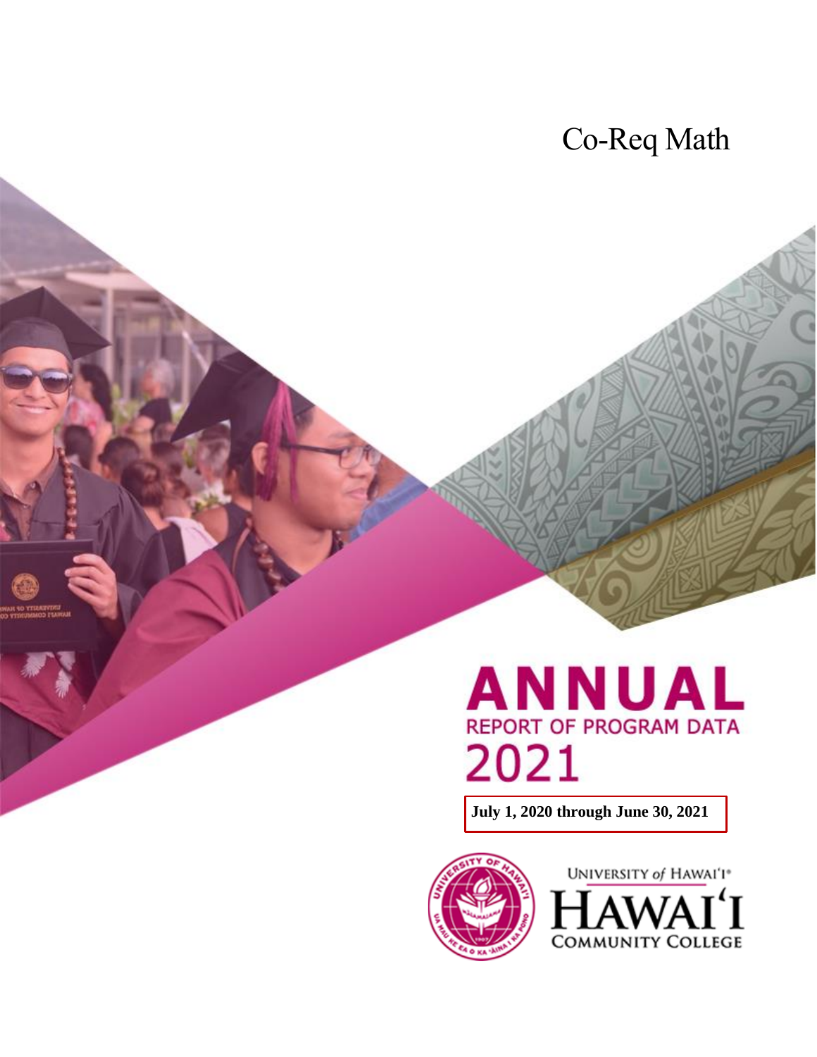# Co-Req Math

# ANNUAL

## REPORT OF PROGRAM DATA

# 2021

**July 1, 2020 through June 30, 2021**

UNIVERSITY *of* HAWAI'I®

HAWAI'I COMMUNITY COLLEGE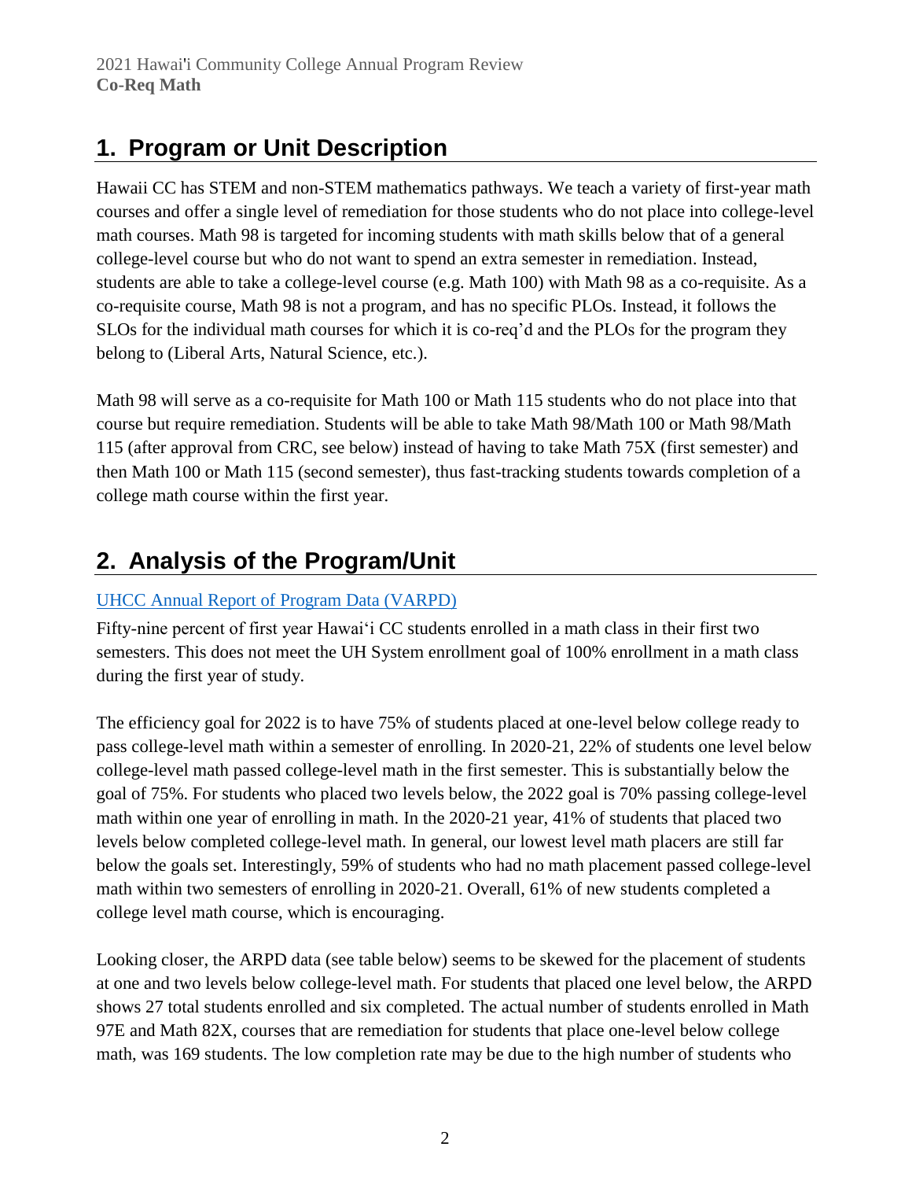## 1. Program or Unit Description

Hawaii CC has STEM and non-STEM mathematics pathways. We teach a variety of first-year math courses and offer a single level of remediation for those students who do not place into college-level math courses. Math 98 is targeted for incoming students with math skills below that of a general college-level course but who do not want to spend an extra semester in remediation. Instead, students are able to take a college-level course (e.g. Math 100) with Math 98 as a co-requisite. As a co-requisite course, Math 98 is not a program, and has no specific PLOs. Instead, it follows the SLOs for the individual math courses for which it is co-req'd and the PLOs for the program they belong to (Liberal Arts, Natural Science, etc.).

Math 98 will serve as a co-requisite for Math 100 or Math 115 students who do not place into that course but require remediation. Students will be able to take Math 98/Math 100 or Math 98/Math 115 (after approval from CRC, see below) instead of having to take Math 75X (first semester) and then Math 100 or Math 115 (second semester), thus fast-tracking students towards completion of a college math course within the first year.

## 2. Analysis of the Program/Unit

UHCC Annual Report of Program Data (VARPD)

Fifty-nine percent of first year Hawaiʻi CC students enrolled in a math class in their first two semesters. This does not meet the UH System enrollment goal of 100% enrollment in a math class during the first year of study.

The efficiency goal for 2022 is to have 75% of students placed at one-level below college ready to pass college-level math within a semester of enrolling. In 2020-21, 22% of students one level below college-level math passed college-level math in the first semester. This is substantially below the goal of 75%. For students who placed two levels below, the 2022 goal is 70% passing college-level math within one year of enrolling in math. In the 2020-21 year, 41% of students that placed two levels below completed college-level math. In general, our lowest level math placers are still far below the goals set. Interestingly, 59% of students who had no math placement passed college-level math within two semesters of enrolling in 2020-21. Overall, 61% of new students completed a college level math course, which is encouraging.

Looking closer, the ARPD data (see table below) seems to be skewed for the placement of students at one and two levels below college-level math. For students that placed one level below, the ARPD shows 27 total students enrolled and six completed. The actual number of students enrolled in Math 97E and Math 82X, courses that are remediation for students that place one-level below college math, was 169 students. The low completion rate may be due to the high number of students who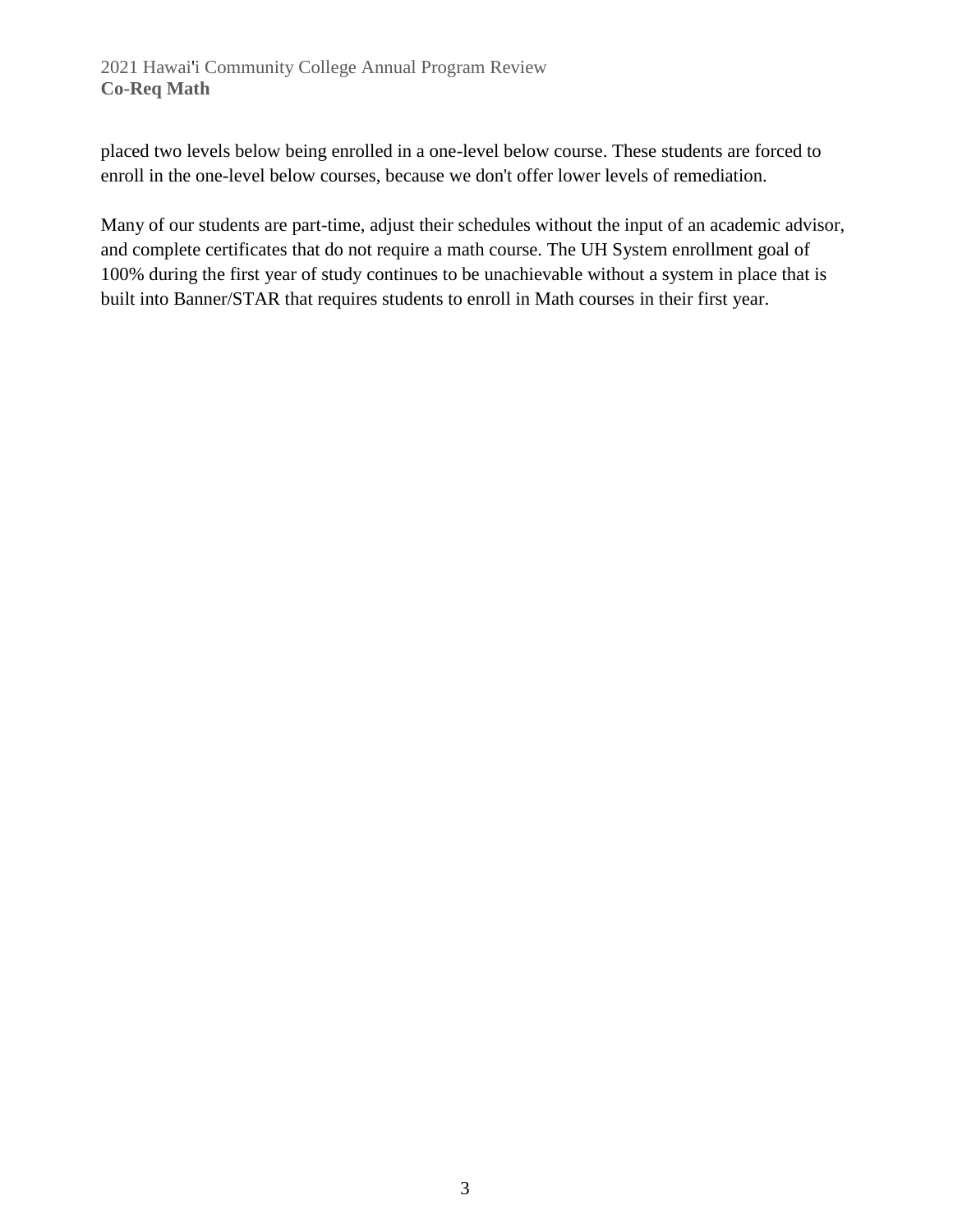placed two levels below being enrolled in a one-level below course. These students are forced to enroll in the one-level below courses, because we don't offer lower levels of remediation.

Many of our students are part-time, adjust their schedules without the input of an academic advisor, and complete certificates that do not require a math course. The UH System enrollment goal of 100% during the first year of study continues to be unachievable without a system in place that is built into Banner/STAR that requires students to enroll in Math courses in their first year.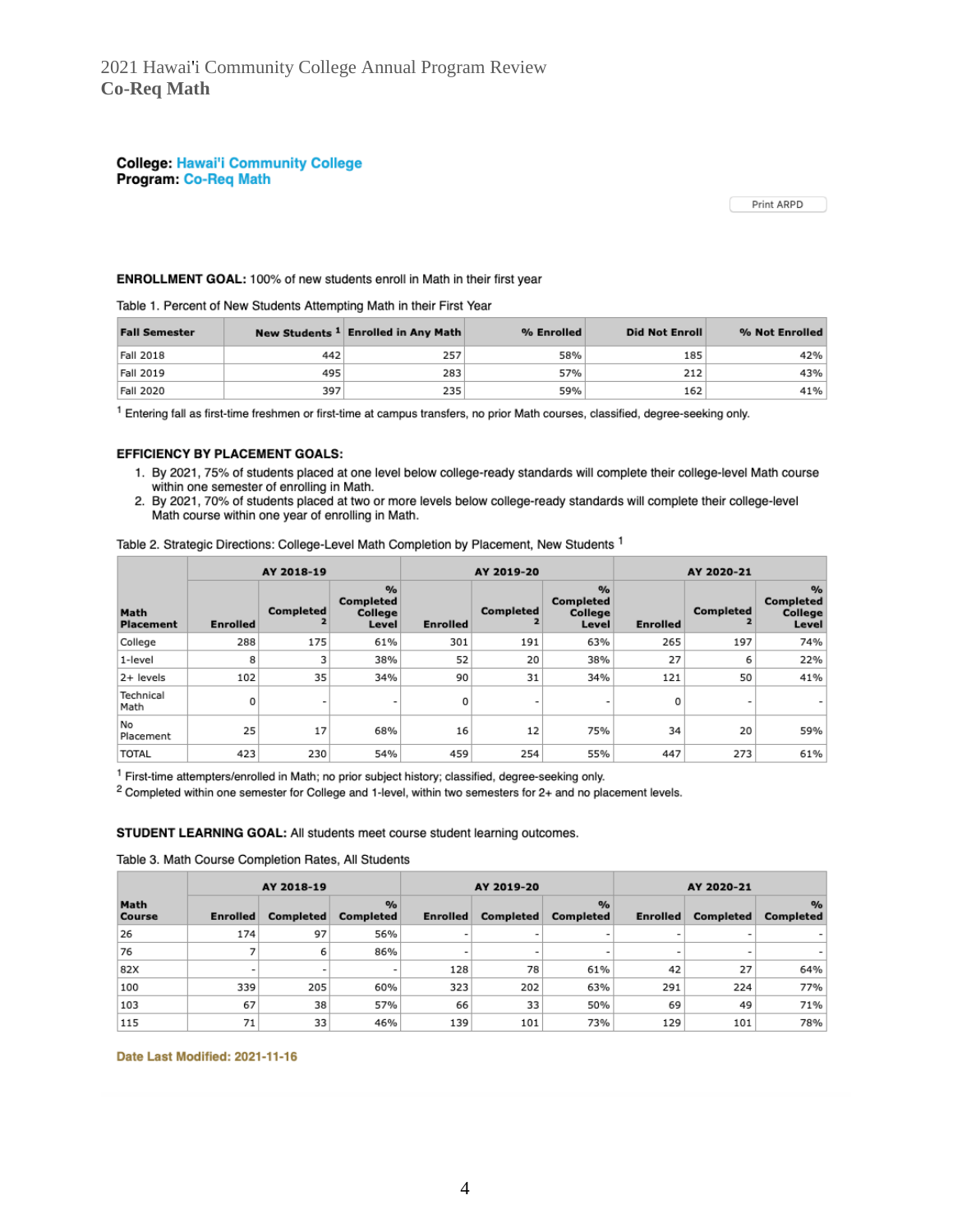2021 Hawai'i Community College Annual Program Review
**Co-Req Math**

**College:** Hawai'i Community College
**Program:** Co-Req Math

Print ARPD

**ENROLLMENT GOAL:** 100% of new students enroll in Math in their first year

Table 1. Percent of New Students Attempting Math in their First Year

| Fall Semester | New Students [1] | Enrolled in Any Math | % Enrolled | Did Not Enroll | % Not Enrolled |
|---|---|---|---|---|---|
| Fall 2018 | 442 | 257 | 58% | 185 | 42% |
| Fall 2019 | 495 | 283 | 57% | 212 | 43% |
| Fall 2020 | 397 | 235 | 59% | 162 | 41% |

[1] Entering fall as first-time freshmen or first-time at campus transfers, no prior Math courses, classified, degree-seeking only.

**EFFICIENCY BY PLACEMENT GOALS:**

1. By 2021, 75% of students placed at one level below college-ready standards will complete their college-level Math course within one semester of enrolling in Math.
2. By 2021, 70% of students placed at two or more levels below college-ready standards will complete their college-level Math course within one year of enrolling in Math.

Table 2. Strategic Directions: College-Level Math Completion by Placement, New Students [1]

| Math Placement | AY 2018-19 | | | AY 2019-20 | | | AY 2020-21 | | |
|---|---|---|---|---|---|---|---|---|---|
| | Enrolled | Completed [2] | % Completed College Level | Enrolled | Completed [2] | % Completed College Level | Enrolled | Completed [2] | % Completed College Level |
| College | 288 | 175 | 61% | 301 | 191 | 63% | 265 | 197 | 74% |
| 1-level | 8 | 3 | 38% | 52 | 20 | 38% | 27 | 6 | 22% |
| 2+ levels | 102 | 35 | 34% | 90 | 31 | 34% | 121 | 50 | 41% |
| Technical Math | 0 | - | - | 0 | - | - | 0 | - | - |
| No Placement | 25 | 17 | 68% | 16 | 12 | 75% | 34 | 20 | 59% |
| TOTAL | 423 | 230 | 54% | 459 | 254 | 55% | 447 | 273 | 61% |

[1] First-time attempters/enrolled in Math; no prior subject history; classified, degree-seeking only.
[2] Completed within one semester for College and 1-level, within two semesters for 2+ and no placement levels.

**STUDENT LEARNING GOAL:** All students meet course student learning outcomes.

Table 3. Math Course Completion Rates, All Students

| Math Course | AY 2018-19 | | | AY 2019-20 | | | AY 2020-21 | | |
|---|---|---|---|---|---|---|---|---|---|
| | Enrolled | Completed | % Completed | Enrolled | Completed | % Completed | Enrolled | Completed | % Completed |
| 26 | 174 | 97 | 56% | - | - | - | - | - | - |
| 76 | 7 | 6 | 86% | - | - | - | - | - | - |
| 82X | - | - | - | 128 | 78 | 61% | 42 | 27 | 64% |
| 100 | 339 | 205 | 60% | 323 | 202 | 63% | 291 | 224 | 77% |
| 103 | 67 | 38 | 57% | 66 | 33 | 50% | 69 | 49 | 71% |
| 115 | 71 | 33 | 46% | 139 | 101 | 73% | 129 | 101 | 78% |

**Date Last Modified: 2021-11-16**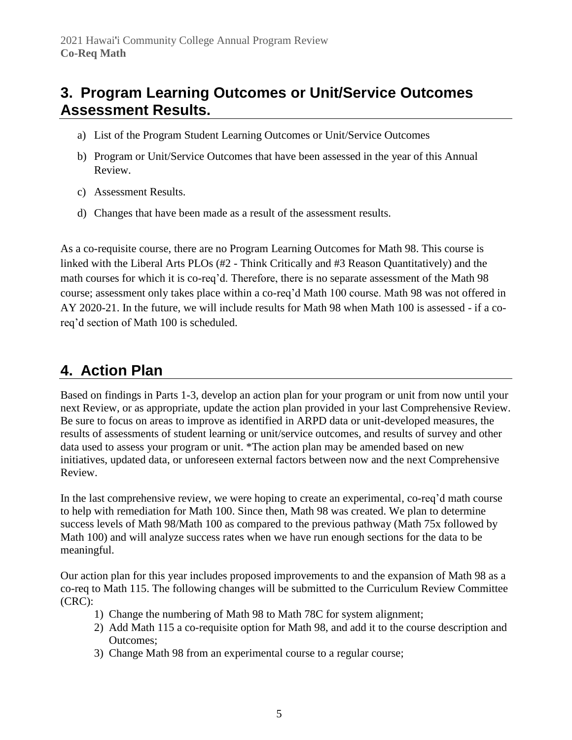## 3. Program Learning Outcomes or Unit/Service Outcomes Assessment Results.

a) List of the Program Student Learning Outcomes or Unit/Service Outcomes

b) Program or Unit/Service Outcomes that have been assessed in the year of this Annual Review.

c) Assessment Results.

d) Changes that have been made as a result of the assessment results.

As a co-requisite course, there are no Program Learning Outcomes for Math 98. This course is linked with the Liberal Arts PLOs (#2 - Think Critically and #3 Reason Quantitatively) and the math courses for which it is co-req'd. Therefore, there is no separate assessment of the Math 98 course; assessment only takes place within a co-req'd Math 100 course. Math 98 was not offered in AY 2020-21. In the future, we will include results for Math 98 when Math 100 is assessed - if a co-req'd section of Math 100 is scheduled.

## 4. Action Plan

Based on findings in Parts 1-3, develop an action plan for your program or unit from now until your next Review, or as appropriate, update the action plan provided in your last Comprehensive Review. Be sure to focus on areas to improve as identified in ARPD data or unit-developed measures, the results of assessments of student learning or unit/service outcomes, and results of survey and other data used to assess your program or unit. *The action plan may be amended based on new initiatives, updated data, or unforeseen external factors between now and the next Comprehensive Review.

In the last comprehensive review, we were hoping to create an experimental, co-req'd math course to help with remediation for Math 100. Since then, Math 98 was created. We plan to determine success levels of Math 98/Math 100 as compared to the previous pathway (Math 75x followed by Math 100) and will analyze success rates when we have run enough sections for the data to be meaningful.

Our action plan for this year includes proposed improvements to and the expansion of Math 98 as a co-req to Math 115. The following changes will be submitted to the Curriculum Review Committee (CRC):

1) Change the numbering of Math 98 to Math 78C for system alignment;
2) Add Math 115 a co-requisite option for Math 98, and add it to the course description and Outcomes;
3) Change Math 98 from an experimental course to a regular course;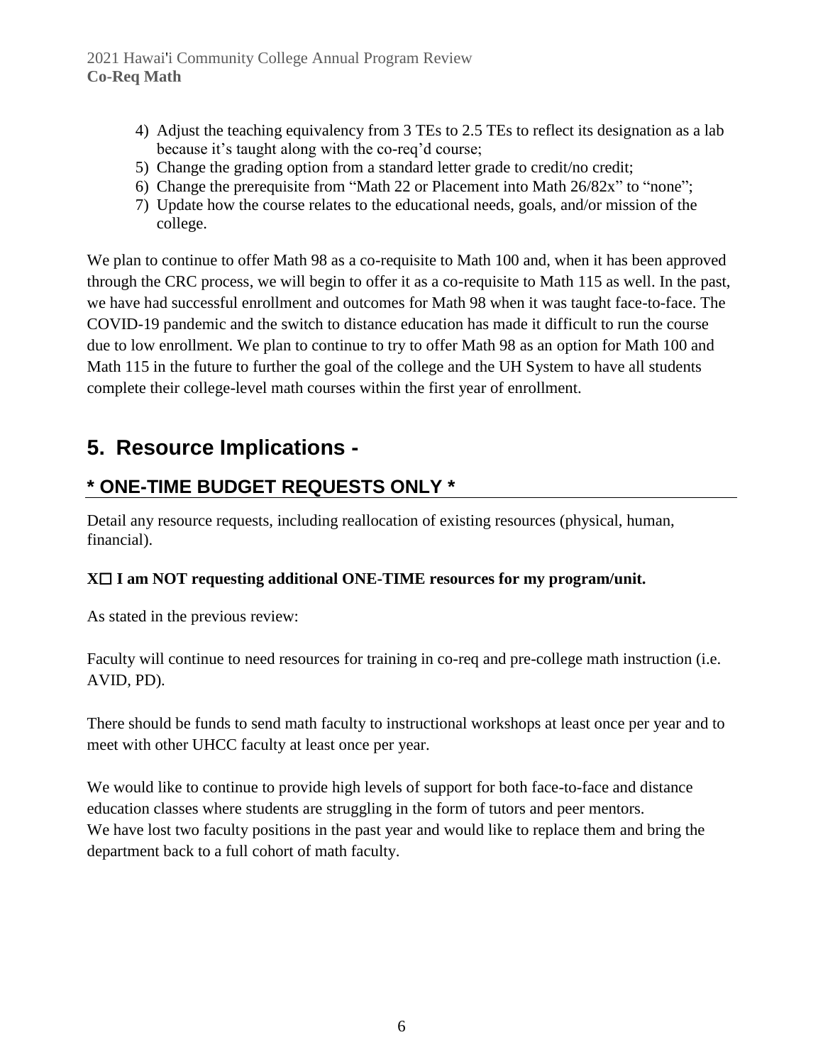4) Adjust the teaching equivalency from 3 TEs to 2.5 TEs to reflect its designation as a lab because it's taught along with the co-req'd course;
5) Change the grading option from a standard letter grade to credit/no credit;
6) Change the prerequisite from "Math 22 or Placement into Math 26/82x" to "none";
7) Update how the course relates to the educational needs, goals, and/or mission of the college.

We plan to continue to offer Math 98 as a co-requisite to Math 100 and, when it has been approved through the CRC process, we will begin to offer it as a co-requisite to Math 115 as well. In the past, we have had successful enrollment and outcomes for Math 98 when it was taught face-to-face. The COVID-19 pandemic and the switch to distance education has made it difficult to run the course due to low enrollment. We plan to continue to try to offer Math 98 as an option for Math 100 and Math 115 in the future to further the goal of the college and the UH System to have all students complete their college-level math courses within the first year of enrollment.

# 5. Resource Implications -

## * ONE-TIME BUDGET REQUESTS ONLY *

Detail any resource requests, including reallocation of existing resources (physical, human, financial).

**X☐ I am NOT requesting additional ONE-TIME resources for my program/unit.**

As stated in the previous review:

Faculty will continue to need resources for training in co-req and pre-college math instruction (i.e. AVID, PD).

There should be funds to send math faculty to instructional workshops at least once per year and to meet with other UHCC faculty at least once per year.

We would like to continue to provide high levels of support for both face-to-face and distance education classes where students are struggling in the form of tutors and peer mentors.
We have lost two faculty positions in the past year and would like to replace them and bring the department back to a full cohort of math faculty.